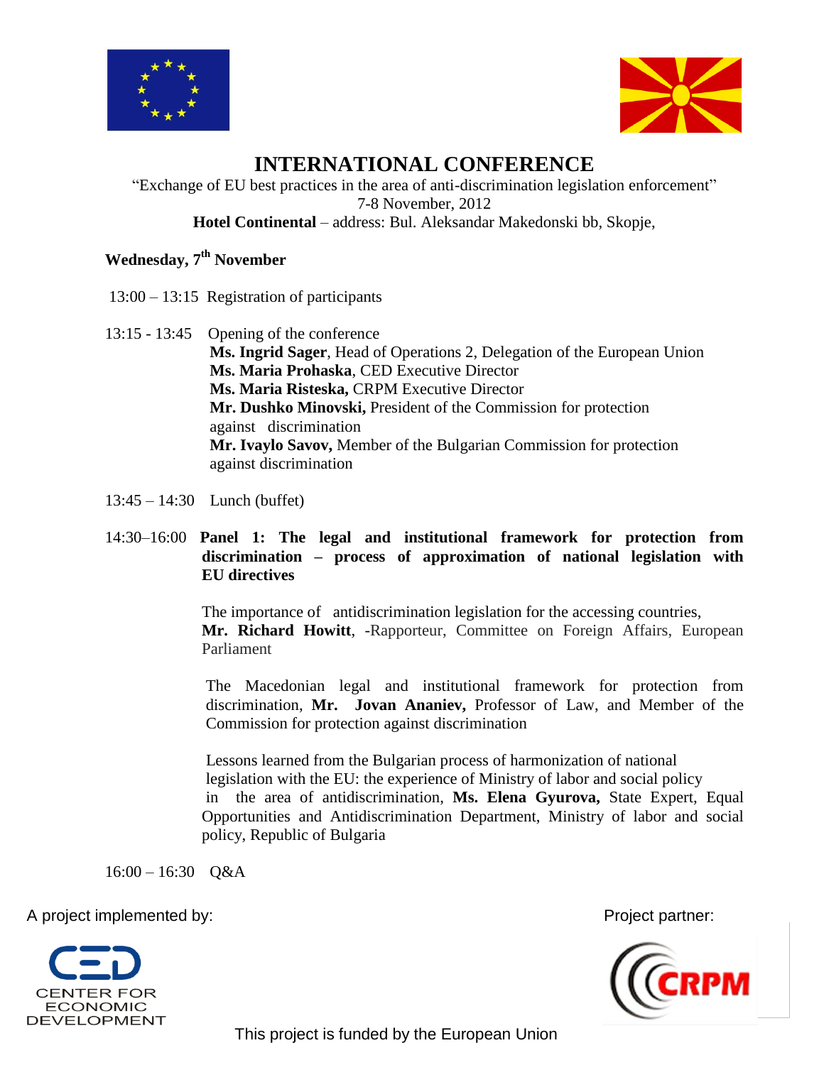# INTERNATIONAL CONFERENCE

"Exchange of EU best practices in the area of anti-discrimination legislation enforcement"

7-8 November, 2012

**Hotel Continental** – address: Bul. Aleksandar Makedonski bb, Skopje,

## Wednesday, 7th November

13:00 – 13:15 Registration of participants

13:15 - 13:45 Opening of the conference

**Ms. Ingrid Sager**, Head of Operations 2, Delegation of the European Union
**Ms. Maria Prohaska**, CED Executive Director
**Ms. Maria Risteska,** CRPM Executive Director
**Mr. Dushko Minovski,** President of the Commission for protection against discrimination
**Mr. Ivaylo Savov,** Member of the Bulgarian Commission for protection against discrimination

13:45 – 14:30 Lunch (buffet)

14:30–16:00 **Panel 1: The legal and institutional framework for protection from discrimination – process of approximation of national legislation with EU directives**

The importance of antidiscrimination legislation for the accessing countries, **Mr. Richard Howitt**, -Rapporteur, Committee on Foreign Affairs, European Parliament

The Macedonian legal and institutional framework for protection from discrimination, **Mr. Jovan Ananiev,** Professor of Law, and Member of the Commission for protection against discrimination

Lessons learned from the Bulgarian process of harmonization of national legislation with the EU: the experience of Ministry of labor and social policy in the area of antidiscrimination, **Ms. Elena Gyurova,** State Expert, Equal Opportunities and Antidiscrimination Department, Ministry of labor and social policy, Republic of Bulgaria

16:00 – 16:30 Q&A

A project implemented by: CENTER FOR ECONOMIC DEVELOPMENT

Project partner: CRPM

This project is funded by the European Union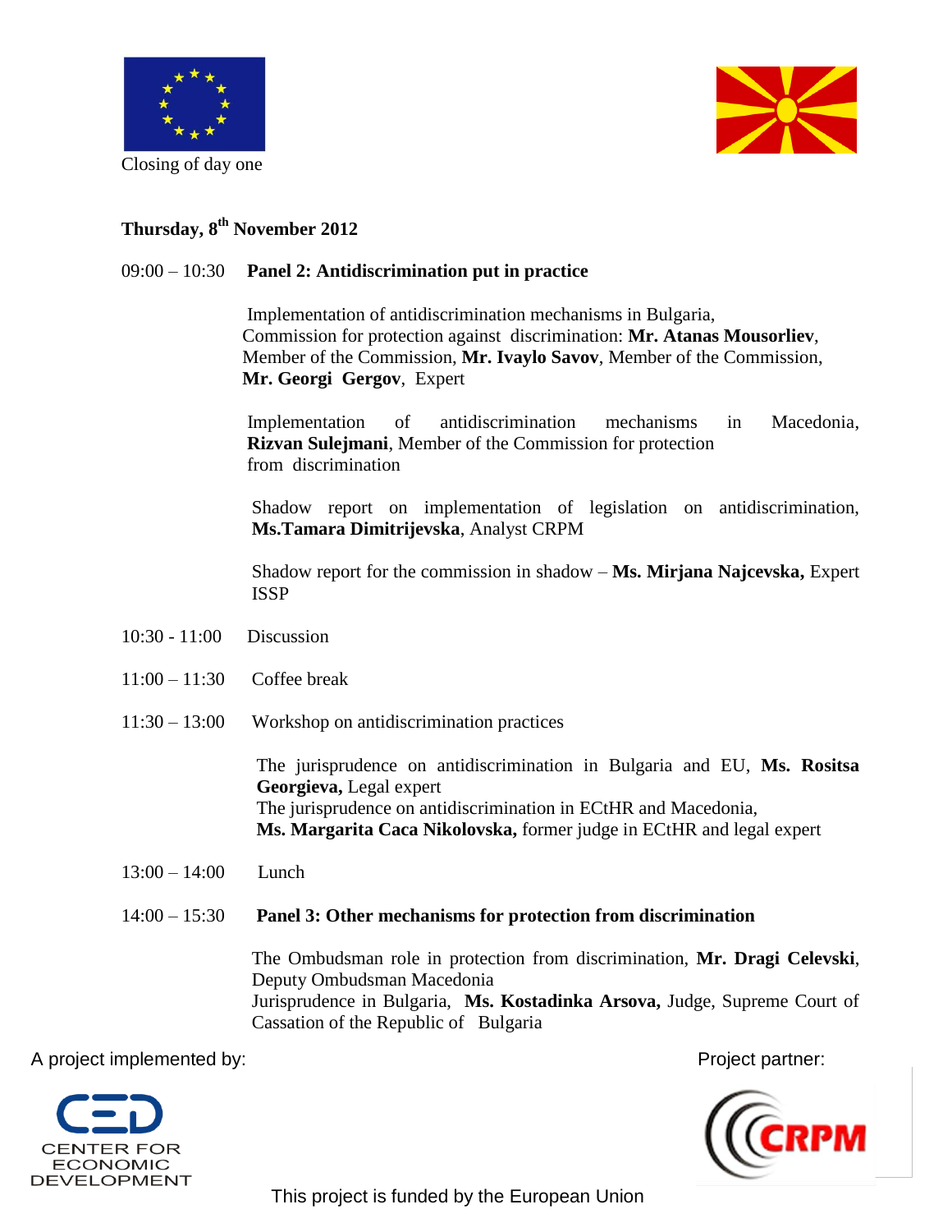Closing of day one

**Thursday, 8th November 2012**

09:00 – 10:30 **Panel 2: Antidiscrimination put in practice**

Implementation of antidiscrimination mechanisms in Bulgaria, Commission for protection against discrimination: **Mr. Atanas Mousorliev**, Member of the Commission, **Mr. Ivaylo Savov**, Member of the Commission, **Mr. Georgi Gergov**, Expert

Implementation of antidiscrimination mechanisms in Macedonia, **Rizvan Sulejmani**, Member of the Commission for protection from discrimination

Shadow report on implementation of legislation on antidiscrimination, **Ms.Tamara Dimitrijevska**, Analyst CRPM

Shadow report for the commission in shadow – **Ms. Mirjana Najcevska,** Expert ISSP

10:30 - 11:00 Discussion

11:00 – 11:30 Coffee break

11:30 – 13:00 Workshop on antidiscrimination practices

The jurisprudence on antidiscrimination in Bulgaria and EU, **Ms. Rositsa Georgieva,** Legal expert
The jurisprudence on antidiscrimination in ECtHR and Macedonia, **Ms. Margarita Caca Nikolovska,** former judge in ECtHR and legal expert

13:00 – 14:00 Lunch

14:00 – 15:30 **Panel 3: Other mechanisms for protection from discrimination**

The Ombudsman role in protection from discrimination, **Mr. Dragi Celevski**, Deputy Ombudsman Macedonia
Jurisprudence in Bulgaria, **Ms. Kostadinka Arsova,** Judge, Supreme Court of Cassation of the Republic of Bulgaria

A project implemented by: CENTER FOR ECONOMIC DEVELOPMENT

Project partner: CRPM

This project is funded by the European Union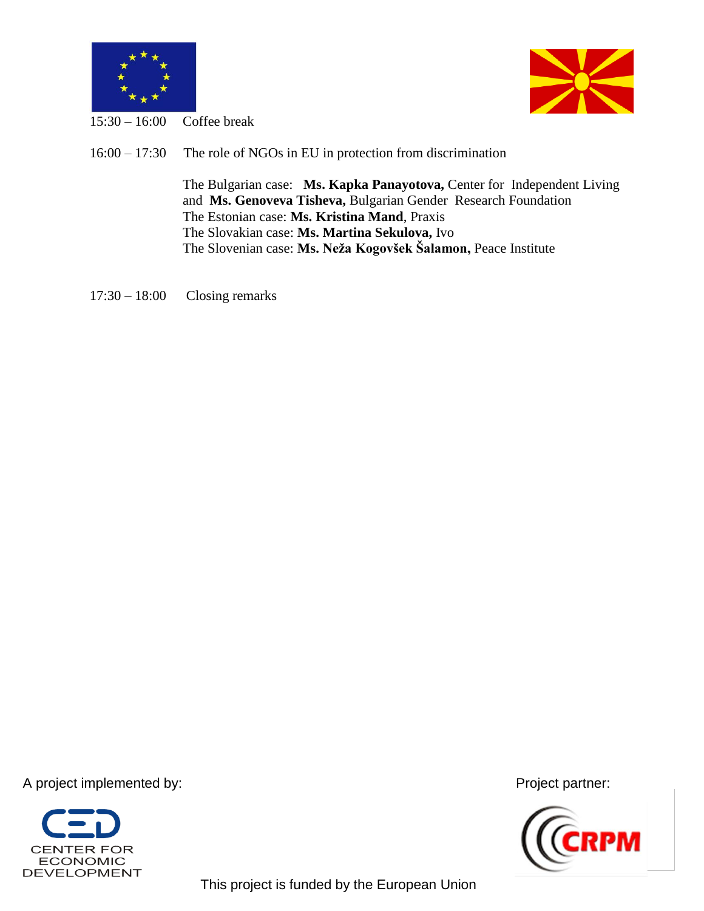15:30 – 16:00 Coffee break

16:00 – 17:30 The role of NGOs in EU in protection from discrimination

The Bulgarian case: **Ms. Kapka Panayotova,** Center for Independent Living and **Ms. Genoveva Tisheva,** Bulgarian Gender Research Foundation
The Estonian case: **Ms. Kristina Mand**, Praxis
The Slovakian case: **Ms. Martina Sekulova,** Ivo
The Slovenian case: **Ms. Neža Kogovšek Šalamon,** Peace Institute

17:30 – 18:00 Closing remarks

A project implemented by:

CED
CENTER FOR ECONOMIC DEVELOPMENT

Project partner:

CRPM

This project is funded by the European Union